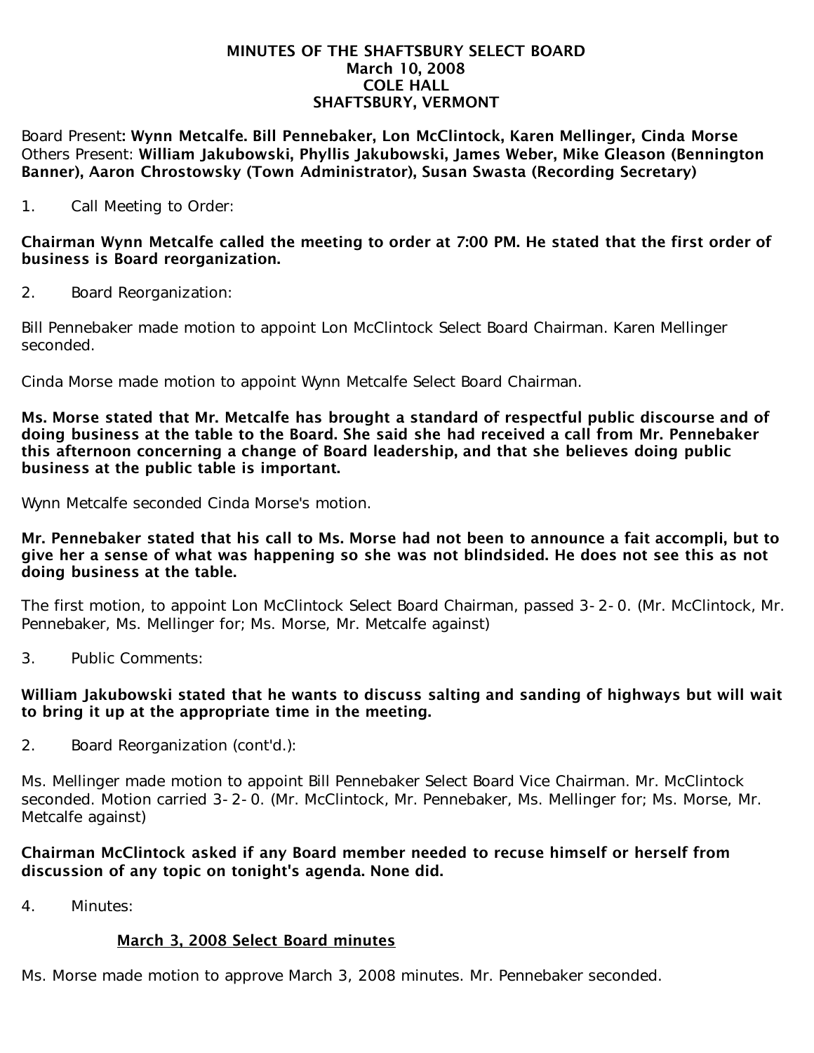# MINUTES OF THE SHAFTSBURY SELECT BOARD
## March 10, 2008
## COLE HALL
## SHAFTSBURY, VERMONT

Board Present: **Wynn Metcalfe. Bill Pennebaker, Lon McClintock, Karen Mellinger, Cinda Morse**
Others Present: **William Jakubowski, Phyllis Jakubowski, James Weber, Mike Gleason (Bennington Banner), Aaron Chrostowsky (Town Administrator), Susan Swasta (Recording Secretary)**

1. Call Meeting to Order:

**Chairman Wynn Metcalfe called the meeting to order at 7:00 PM. He stated that the first order of business is Board reorganization.**

2. Board Reorganization:

Bill Pennebaker made motion to appoint Lon McClintock Select Board Chairman. Karen Mellinger seconded.

Cinda Morse made motion to appoint Wynn Metcalfe Select Board Chairman.

**Ms. Morse stated that Mr. Metcalfe has brought a standard of respectful public discourse and of doing business at the table to the Board. She said she had received a call from Mr. Pennebaker this afternoon concerning a change of Board leadership, and that she believes doing public business at the public table is important.**

Wynn Metcalfe seconded Cinda Morse's motion.

**Mr. Pennebaker stated that his call to Ms. Morse had not been to announce a fait accompli, but to give her a sense of what was happening so she was not blindsided. He does not see this as not doing business at the table.**

The first motion, to appoint Lon McClintock Select Board Chairman, passed 3-2-0. (Mr. McClintock, Mr. Pennebaker, Ms. Mellinger for; Ms. Morse, Mr. Metcalfe against)

3. Public Comments:

**William Jakubowski stated that he wants to discuss salting and sanding of highways but will wait to bring it up at the appropriate time in the meeting.**

2. Board Reorganization (cont'd.):

Ms. Mellinger made motion to appoint Bill Pennebaker Select Board Vice Chairman. Mr. McClintock seconded. Motion carried 3-2-0. (Mr. McClintock, Mr. Pennebaker, Ms. Mellinger for; Ms. Morse, Mr. Metcalfe against)

**Chairman McClintock asked if any Board member needed to recuse himself or herself from discussion of any topic on tonight's agenda. None did.**

4. Minutes:

<u>**March 3, 2008 Select Board minutes**</u>

Ms. Morse made motion to approve March 3, 2008 minutes. Mr. Pennebaker seconded.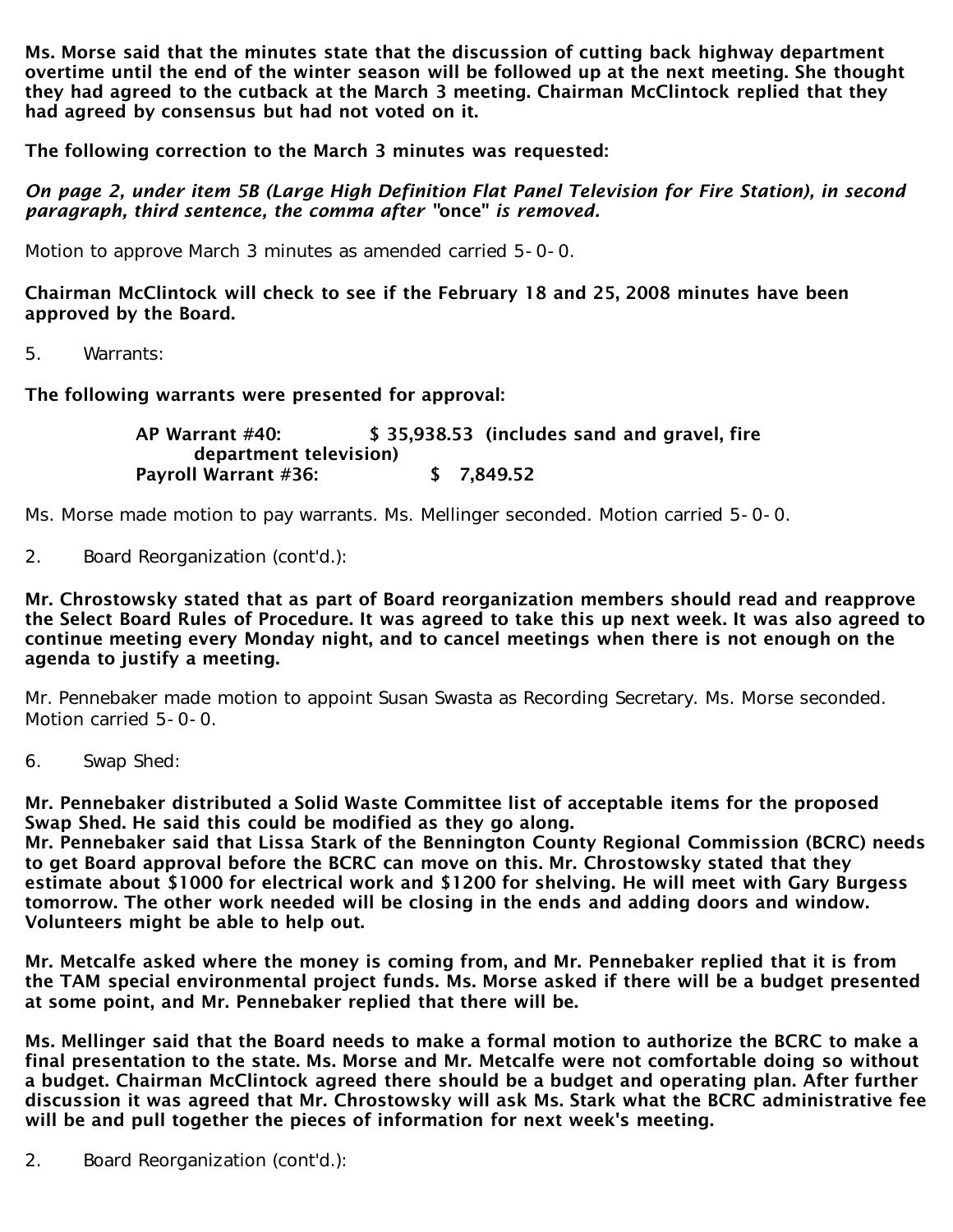**Ms. Morse said that the minutes state that the discussion of cutting back highway department overtime until the end of the winter season will be followed up at the next meeting. She thought they had agreed to the cutback at the March 3 meeting. Chairman McClintock replied that they had agreed by consensus but had not voted on it.**

**The following correction to the March 3 minutes was requested:**

***On page 2, under item 5B (Large High Definition Flat Panel Television for Fire Station), in second paragraph, third sentence, the comma after "once" is removed.***

Motion to approve March 3 minutes as amended carried 5-0-0.

**Chairman McClintock will check to see if the February 18 and 25, 2008 minutes have been approved by the Board.**

5. Warrants:

**The following warrants were presented for approval:**

**AP Warrant #40: $ 35,938.53 (includes sand and gravel, fire department television)**
**Payroll Warrant #36: $ 7,849.52**

Ms. Morse made motion to pay warrants. Ms. Mellinger seconded. Motion carried 5-0-0.

2. Board Reorganization (cont'd.):

**Mr. Chrostowsky stated that as part of Board reorganization members should read and reapprove the Select Board Rules of Procedure. It was agreed to take this up next week. It was also agreed to continue meeting every Monday night, and to cancel meetings when there is not enough on the agenda to justify a meeting.**

Mr. Pennebaker made motion to appoint Susan Swasta as Recording Secretary. Ms. Morse seconded. Motion carried 5-0-0.

6. Swap Shed:

**Mr. Pennebaker distributed a Solid Waste Committee list of acceptable items for the proposed Swap Shed. He said this could be modified as they go along.**
**Mr. Pennebaker said that Lissa Stark of the Bennington County Regional Commission (BCRC) needs to get Board approval before the BCRC can move on this. Mr. Chrostowsky stated that they estimate about $1000 for electrical work and $1200 for shelving. He will meet with Gary Burgess tomorrow. The other work needed will be closing in the ends and adding doors and window. Volunteers might be able to help out.**

**Mr. Metcalfe asked where the money is coming from, and Mr. Pennebaker replied that it is from the TAM special environmental project funds. Ms. Morse asked if there will be a budget presented at some point, and Mr. Pennebaker replied that there will be.**

**Ms. Mellinger said that the Board needs to make a formal motion to authorize the BCRC to make a final presentation to the state. Ms. Morse and Mr. Metcalfe were not comfortable doing so without a budget. Chairman McClintock agreed there should be a budget and operating plan. After further discussion it was agreed that Mr. Chrostowsky will ask Ms. Stark what the BCRC administrative fee will be and pull together the pieces of information for next week's meeting.**

2. Board Reorganization (cont'd.):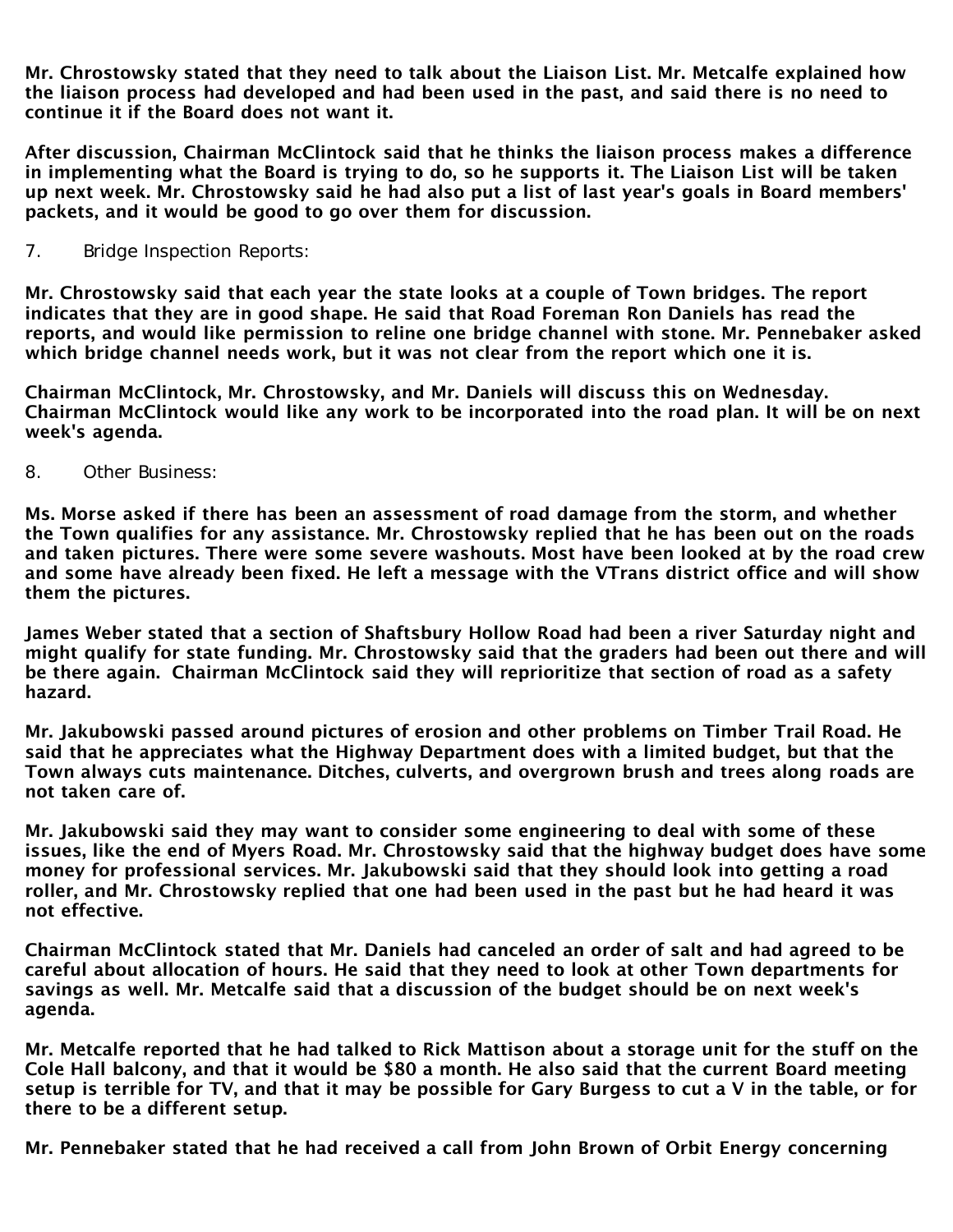**Mr. Chrostowsky stated that they need to talk about the Liaison List. Mr. Metcalfe explained how the liaison process had developed and had been used in the past, and said there is no need to continue it if the Board does not want it.**

**After discussion, Chairman McClintock said that he thinks the liaison process makes a difference in implementing what the Board is trying to do, so he supports it. The Liaison List will be taken up next week. Mr. Chrostowsky said he had also put a list of last year's goals in Board members' packets, and it would be good to go over them for discussion.**

7. Bridge Inspection Reports:

**Mr. Chrostowsky said that each year the state looks at a couple of Town bridges. The report indicates that they are in good shape. He said that Road Foreman Ron Daniels has read the reports, and would like permission to reline one bridge channel with stone. Mr. Pennebaker asked which bridge channel needs work, but it was not clear from the report which one it is.**

**Chairman McClintock, Mr. Chrostowsky, and Mr. Daniels will discuss this on Wednesday. Chairman McClintock would like any work to be incorporated into the road plan. It will be on next week's agenda.**

8. Other Business:

**Ms. Morse asked if there has been an assessment of road damage from the storm, and whether the Town qualifies for any assistance. Mr. Chrostowsky replied that he has been out on the roads and taken pictures. There were some severe washouts. Most have been looked at by the road crew and some have already been fixed. He left a message with the VTrans district office and will show them the pictures.**

**James Weber stated that a section of Shaftsbury Hollow Road had been a river Saturday night and might qualify for state funding. Mr. Chrostowsky said that the graders had been out there and will be there again. Chairman McClintock said they will reprioritize that section of road as a safety hazard.**

**Mr. Jakubowski passed around pictures of erosion and other problems on Timber Trail Road. He said that he appreciates what the Highway Department does with a limited budget, but that the Town always cuts maintenance. Ditches, culverts, and overgrown brush and trees along roads are not taken care of.**

**Mr. Jakubowski said they may want to consider some engineering to deal with some of these issues, like the end of Myers Road. Mr. Chrostowsky said that the highway budget does have some money for professional services. Mr. Jakubowski said that they should look into getting a road roller, and Mr. Chrostowsky replied that one had been used in the past but he had heard it was not effective.**

**Chairman McClintock stated that Mr. Daniels had canceled an order of salt and had agreed to be careful about allocation of hours. He said that they need to look at other Town departments for savings as well. Mr. Metcalfe said that a discussion of the budget should be on next week's agenda.**

**Mr. Metcalfe reported that he had talked to Rick Mattison about a storage unit for the stuff on the Cole Hall balcony, and that it would be $80 a month. He also said that the current Board meeting setup is terrible for TV, and that it may be possible for Gary Burgess to cut a V in the table, or for there to be a different setup.**

**Mr. Pennebaker stated that he had received a call from John Brown of Orbit Energy concerning**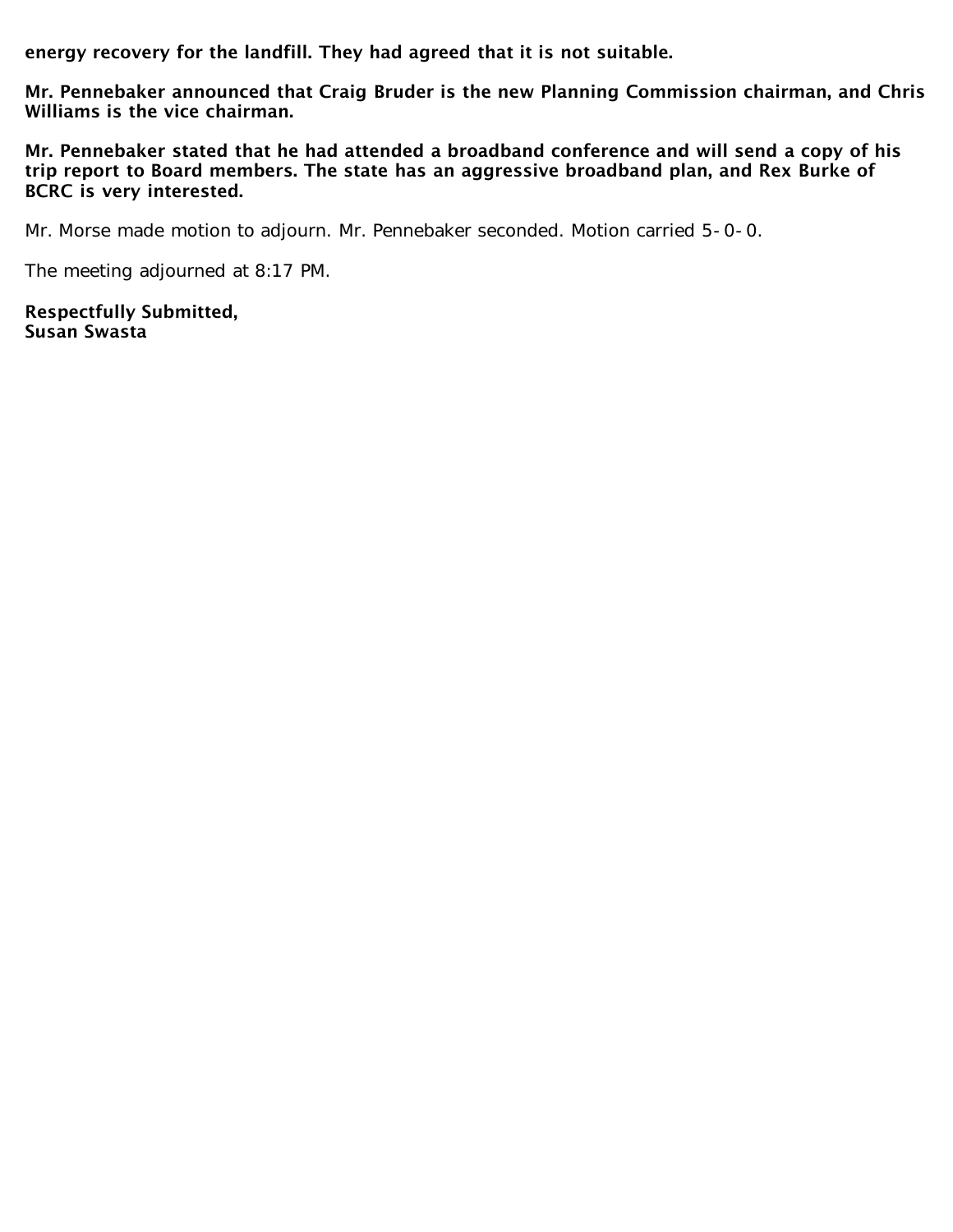**energy recovery for the landfill. They had agreed that it is not suitable.**

**Mr. Pennebaker announced that Craig Bruder is the new Planning Commission chairman, and Chris Williams is the vice chairman.**

**Mr. Pennebaker stated that he had attended a broadband conference and will send a copy of his trip report to Board members. The state has an aggressive broadband plan, and Rex Burke of BCRC is very interested.**

Mr. Morse made motion to adjourn. Mr. Pennebaker seconded. Motion carried 5-0-0.

The meeting adjourned at 8:17 PM.

**Respectfully Submitted,**
**Susan Swasta**